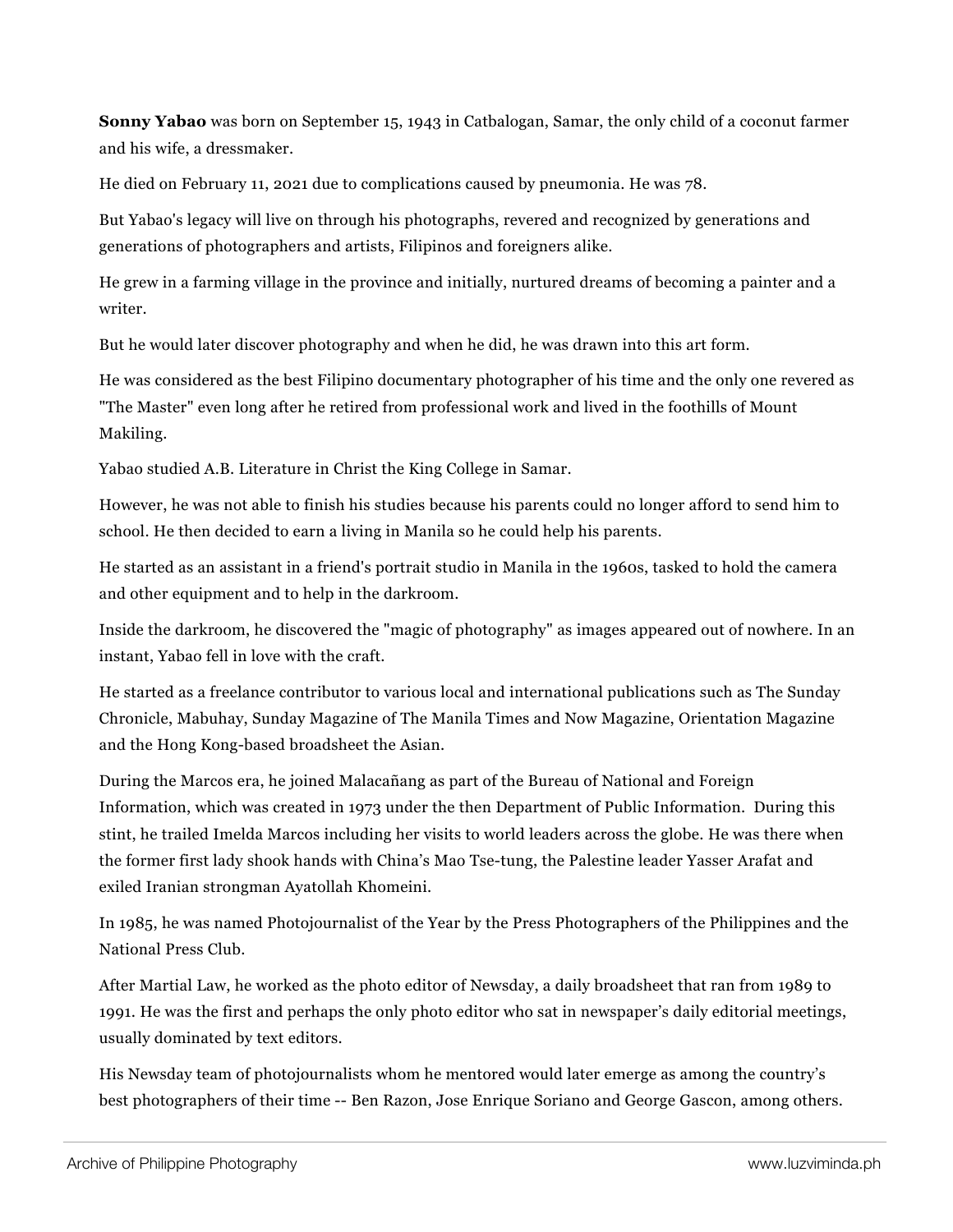**Sonny Yabao** was born on September 15, 1943 in Catbalogan, Samar, the only child of a coconut farmer and his wife, a dressmaker.

He died on February 11, 2021 due to complications caused by pneumonia. He was 78.

But Yabao's legacy will live on through his photographs, revered and recognized by generations and generations of photographers and artists, Filipinos and foreigners alike.

He grew in a farming village in the province and initially, nurtured dreams of becoming a painter and a writer.

But he would later discover photography and when he did, he was drawn into this art form.

He was considered as the best Filipino documentary photographer of his time and the only one revered as "The Master" even long after he retired from professional work and lived in the foothills of Mount Makiling.

Yabao studied A.B. Literature in Christ the King College in Samar.

However, he was not able to finish his studies because his parents could no longer afford to send him to school. He then decided to earn a living in Manila so he could help his parents.

He started as an assistant in a friend's portrait studio in Manila in the 1960s, tasked to hold the camera and other equipment and to help in the darkroom.

Inside the darkroom, he discovered the "magic of photography" as images appeared out of nowhere. In an instant, Yabao fell in love with the craft.

He started as a freelance contributor to various local and international publications such as The Sunday Chronicle, Mabuhay, Sunday Magazine of The Manila Times and Now Magazine, Orientation Magazine and the Hong Kong-based broadsheet the Asian.

During the Marcos era, he joined Malacañang as part of the Bureau of National and Foreign Information, which was created in 1973 under the then Department of Public Information. During this stint, he trailed Imelda Marcos including her visits to world leaders across the globe. He was there when the former first lady shook hands with China's Mao Tse-tung, the Palestine leader Yasser Arafat and exiled Iranian strongman Ayatollah Khomeini.

In 1985, he was named Photojournalist of the Year by the Press Photographers of the Philippines and the National Press Club.

After Martial Law, he worked as the photo editor of Newsday, a daily broadsheet that ran from 1989 to 1991. He was the first and perhaps the only photo editor who sat in newspaper's daily editorial meetings, usually dominated by text editors.

His Newsday team of photojournalists whom he mentored would later emerge as among the country's best photographers of their time -- Ben Razon, Jose Enrique Soriano and George Gascon, among others.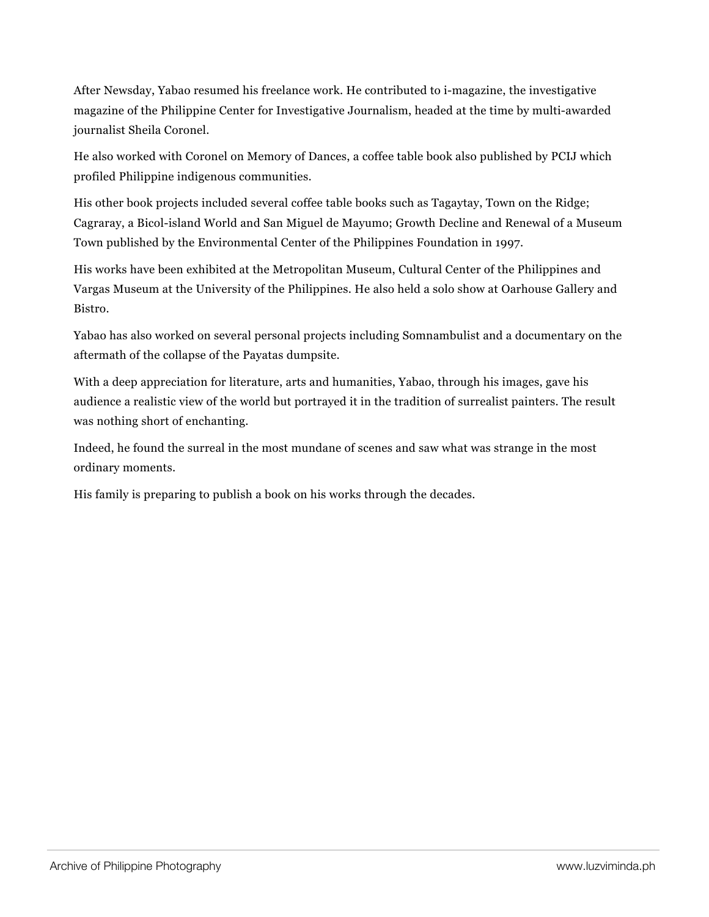After Newsday, Yabao resumed his freelance work. He contributed to i-magazine, the investigative magazine of the Philippine Center for Investigative Journalism, headed at the time by multi-awarded journalist Sheila Coronel.

He also worked with Coronel on Memory of Dances, a coffee table book also published by PCIJ which profiled Philippine indigenous communities.

His other book projects included several coffee table books such as Tagaytay, Town on the Ridge; Cagraray, a Bicol-island World and San Miguel de Mayumo; Growth Decline and Renewal of a Museum Town published by the Environmental Center of the Philippines Foundation in 1997.

His works have been exhibited at the Metropolitan Museum, Cultural Center of the Philippines and Vargas Museum at the University of the Philippines. He also held a solo show at Oarhouse Gallery and Bistro.

Yabao has also worked on several personal projects including Somnambulist and a documentary on the aftermath of the collapse of the Payatas dumpsite.

With a deep appreciation for literature, arts and humanities, Yabao, through his images, gave his audience a realistic view of the world but portrayed it in the tradition of surrealist painters. The result was nothing short of enchanting.

Indeed, he found the surreal in the most mundane of scenes and saw what was strange in the most ordinary moments.

His family is preparing to publish a book on his works through the decades.